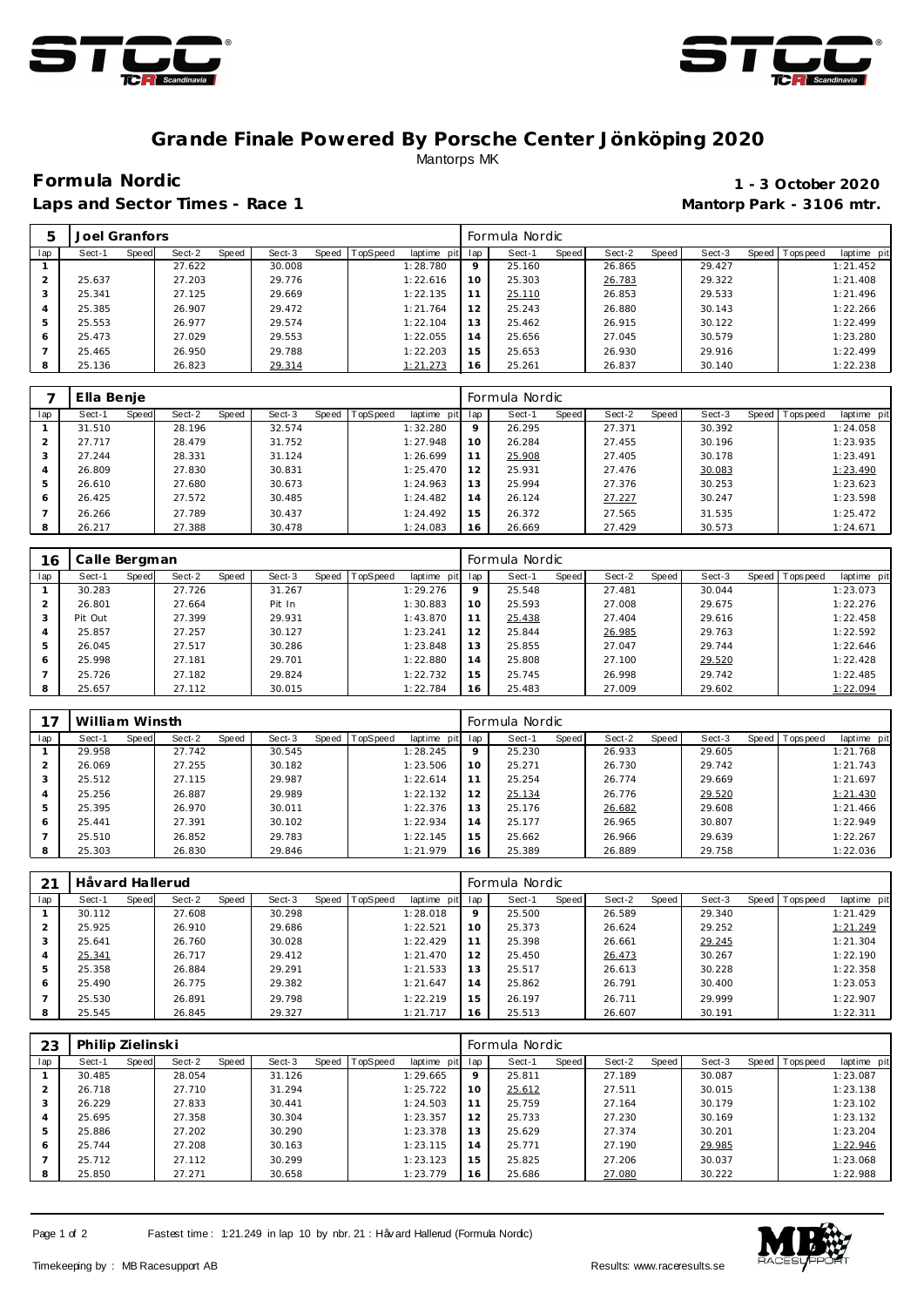# Grande Finale Powered By Porsche Center Jönköping 2020

Mantorps MK

**Formula Nordic** **1 - 3 October 2020**

**Laps and Sector Times - Race 1** **Mantorp Park - 3106 mtr.**

| 5 | Joel Granfors | | | | | | | | Formula Nordic | | | | | | | | |
|---|---|---|---|---|---|---|---|---|---|---|---|---|---|---|---|---|---|
| lap | Sect-1 | Speed | Sect-2 | Speed | Sect-3 | Speed | TopSpeed | laptime pit | lap | Sect-1 | Speed | Sect-2 | Speed | Sect-3 | Speed | Topspeed | laptime pit |
| 1 | | | 27.622 | | 30.008 | | | 1:28.780 | 9 | 25.160 | | 26.865 | | 29.427 | | | 1:21.452 |
| 2 | 25.637 | | 27.203 | | 29.776 | | | 1:22.616 | 10 | 25.303 | | 26.783 | | 29.322 | | | 1:21.408 |
| 3 | 25.341 | | 27.125 | | 29.669 | | | 1:22.135 | 11 | 25.110 | | 26.853 | | 29.533 | | | 1:21.496 |
| 4 | 25.385 | | 26.907 | | 29.472 | | | 1:21.764 | 12 | 25.243 | | 26.880 | | 30.143 | | | 1:22.266 |
| 5 | 25.553 | | 26.977 | | 29.574 | | | 1:22.104 | 13 | 25.462 | | 26.915 | | 30.122 | | | 1:22.499 |
| 6 | 25.473 | | 27.029 | | 29.553 | | | 1:22.055 | 14 | 25.656 | | 27.045 | | 30.579 | | | 1:23.280 |
| 7 | 25.465 | | 26.950 | | 29.788 | | | 1:22.203 | 15 | 25.653 | | 26.930 | | 29.916 | | | 1:22.499 |
| 8 | 25.136 | | 26.823 | | 29.314 | | | 1:21.273 | 16 | 25.261 | | 26.837 | | 30.140 | | | 1:22.238 |

| 7 | Ella Benje | | | | | | | | Formula Nordic | | | | | | | | |
|---|---|---|---|---|---|---|---|---|---|---|---|---|---|---|---|---|---|
| lap | Sect-1 | Speed | Sect-2 | Speed | Sect-3 | Speed | TopSpeed | laptime pit | lap | Sect-1 | Speed | Sect-2 | Speed | Sect-3 | Speed | Topspeed | laptime pit |
| 1 | 31.510 | | 28.196 | | 32.574 | | | 1:32.280 | 9 | 26.295 | | 27.371 | | 30.392 | | | 1:24.058 |
| 2 | 27.717 | | 28.479 | | 31.752 | | | 1:27.948 | 10 | 26.284 | | 27.455 | | 30.196 | | | 1:23.935 |
| 3 | 27.244 | | 28.331 | | 31.124 | | | 1:26.699 | 11 | 25.908 | | 27.405 | | 30.178 | | | 1:23.491 |
| 4 | 26.809 | | 27.830 | | 30.831 | | | 1:25.470 | 12 | 25.931 | | 27.476 | | 30.083 | | | 1:23.490 |
| 5 | 26.610 | | 27.680 | | 30.673 | | | 1:24.963 | 13 | 25.994 | | 27.376 | | 30.253 | | | 1:23.623 |
| 6 | 26.425 | | 27.572 | | 30.485 | | | 1:24.482 | 14 | 26.124 | | 27.227 | | 30.247 | | | 1:23.598 |
| 7 | 26.266 | | 27.789 | | 30.437 | | | 1:24.492 | 15 | 26.372 | | 27.565 | | 31.535 | | | 1:25.472 |
| 8 | 26.217 | | 27.388 | | 30.478 | | | 1:24.083 | 16 | 26.669 | | 27.429 | | 30.573 | | | 1:24.671 |

| 16 | Calle Bergman | | | | | | | | Formula Nordic | | | | | | | | |
|---|---|---|---|---|---|---|---|---|---|---|---|---|---|---|---|---|---|
| lap | Sect-1 | Speed | Sect-2 | Speed | Sect-3 | Speed | TopSpeed | laptime pit | lap | Sect-1 | Speed | Sect-2 | Speed | Sect-3 | Speed | Topspeed | laptime pit |
| 1 | 30.283 | | 27.726 | | 31.267 | | | 1:29.276 | 9 | 25.548 | | 27.481 | | 30.044 | | | 1:23.073 |
| 2 | 26.801 | | 27.664 | | Pit In | | | 1:30.883 | 10 | 25.593 | | 27.008 | | 29.675 | | | 1:22.276 |
| 3 | Pit Out | | 27.399 | | 29.931 | | | 1:43.870 | 11 | 25.438 | | 27.404 | | 29.616 | | | 1:22.458 |
| 4 | 25.857 | | 27.257 | | 30.127 | | | 1:23.241 | 12 | 25.844 | | 26.985 | | 29.763 | | | 1:22.592 |
| 5 | 26.045 | | 27.517 | | 30.286 | | | 1:23.848 | 13 | 25.855 | | 27.047 | | 29.744 | | | 1:22.646 |
| 6 | 25.998 | | 27.181 | | 29.701 | | | 1:22.880 | 14 | 25.808 | | 27.100 | | 29.520 | | | 1:22.428 |
| 7 | 25.726 | | 27.182 | | 29.824 | | | 1:22.732 | 15 | 25.745 | | 26.998 | | 29.742 | | | 1:22.485 |
| 8 | 25.657 | | 27.112 | | 30.015 | | | 1:22.784 | 16 | 25.483 | | 27.009 | | 29.602 | | | 1:22.094 |

| 17 | William Winsth | | | | | | | | Formula Nordic | | | | | | | | |
|---|---|---|---|---|---|---|---|---|---|---|---|---|---|---|---|---|---|
| lap | Sect-1 | Speed | Sect-2 | Speed | Sect-3 | Speed | TopSpeed | laptime pit | lap | Sect-1 | Speed | Sect-2 | Speed | Sect-3 | Speed | Topspeed | laptime pit |
| 1 | 29.958 | | 27.742 | | 30.545 | | | 1:28.245 | 9 | 25.230 | | 26.933 | | 29.605 | | | 1:21.768 |
| 2 | 26.069 | | 27.255 | | 30.182 | | | 1:23.506 | 10 | 25.271 | | 26.730 | | 29.742 | | | 1:21.743 |
| 3 | 25.512 | | 27.115 | | 29.987 | | | 1:22.614 | 11 | 25.254 | | 26.774 | | 29.669 | | | 1:21.697 |
| 4 | 25.256 | | 26.887 | | 29.989 | | | 1:22.132 | 12 | 25.134 | | 26.776 | | 29.520 | | | 1:21.430 |
| 5 | 25.395 | | 26.970 | | 30.011 | | | 1:22.376 | 13 | 25.176 | | 26.682 | | 29.608 | | | 1:21.466 |
| 6 | 25.441 | | 27.391 | | 30.102 | | | 1:22.934 | 14 | 25.177 | | 26.965 | | 30.807 | | | 1:22.949 |
| 7 | 25.510 | | 26.852 | | 29.783 | | | 1:22.145 | 15 | 25.662 | | 26.966 | | 29.639 | | | 1:22.267 |
| 8 | 25.303 | | 26.830 | | 29.846 | | | 1:21.979 | 16 | 25.389 | | 26.889 | | 29.758 | | | 1:22.036 |

| 21 | Håvard Hallerud | | | | | | | | Formula Nordic | | | | | | | | |
|---|---|---|---|---|---|---|---|---|---|---|---|---|---|---|---|---|---|
| lap | Sect-1 | Speed | Sect-2 | Speed | Sect-3 | Speed | TopSpeed | laptime pit | lap | Sect-1 | Speed | Sect-2 | Speed | Sect-3 | Speed | Topspeed | laptime pit |
| 1 | 30.112 | | 27.608 | | 30.298 | | | 1:28.018 | 9 | 25.500 | | 26.589 | | 29.340 | | | 1:21.429 |
| 2 | 25.925 | | 26.910 | | 29.686 | | | 1:22.521 | 10 | 25.373 | | 26.624 | | 29.252 | | | 1:21.249 |
| 3 | 25.641 | | 26.760 | | 30.028 | | | 1:22.429 | 11 | 25.398 | | 26.661 | | 29.245 | | | 1:21.304 |
| 4 | 25.341 | | 26.717 | | 29.412 | | | 1:21.470 | 12 | 25.450 | | 26.473 | | 30.267 | | | 1:22.190 |
| 5 | 25.358 | | 26.884 | | 29.291 | | | 1:21.533 | 13 | 25.517 | | 26.613 | | 30.228 | | | 1:22.358 |
| 6 | 25.490 | | 26.775 | | 29.382 | | | 1:21.647 | 14 | 25.862 | | 26.791 | | 30.400 | | | 1:23.053 |
| 7 | 25.530 | | 26.891 | | 29.798 | | | 1:22.219 | 15 | 26.197 | | 26.711 | | 29.999 | | | 1:22.907 |
| 8 | 25.545 | | 26.845 | | 29.327 | | | 1:21.717 | 16 | 25.513 | | 26.607 | | 30.191 | | | 1:22.311 |

| 23 | Philip Zielinski | | | | | | | | Formula Nordic | | | | | | | | |
|---|---|---|---|---|---|---|---|---|---|---|---|---|---|---|---|---|---|
| lap | Sect-1 | Speed | Sect-2 | Speed | Sect-3 | Speed | TopSpeed | laptime pit | lap | Sect-1 | Speed | Sect-2 | Speed | Sect-3 | Speed | Topspeed | laptime pit |
| 1 | 30.485 | | 28.054 | | 31.126 | | | 1:29.665 | 9 | 25.811 | | 27.189 | | 30.087 | | | 1:23.087 |
| 2 | 26.718 | | 27.710 | | 31.294 | | | 1:25.722 | 10 | 25.612 | | 27.511 | | 30.015 | | | 1:23.138 |
| 3 | 26.229 | | 27.833 | | 30.441 | | | 1:24.503 | 11 | 25.759 | | 27.164 | | 30.179 | | | 1:23.102 |
| 4 | 25.695 | | 27.358 | | 30.304 | | | 1:23.357 | 12 | 25.733 | | 27.230 | | 30.169 | | | 1:23.132 |
| 5 | 25.886 | | 27.202 | | 30.290 | | | 1:23.378 | 13 | 25.629 | | 27.374 | | 30.201 | | | 1:23.204 |
| 6 | 25.744 | | 27.208 | | 30.163 | | | 1:23.115 | 14 | 25.771 | | 27.190 | | 29.985 | | | 1:22.946 |
| 7 | 25.712 | | 27.112 | | 30.299 | | | 1:23.123 | 15 | 25.825 | | 27.206 | | 30.037 | | | 1:23.068 |
| 8 | 25.850 | | 27.271 | | 30.658 | | | 1:23.779 | 16 | 25.686 | | 27.080 | | 30.222 | | | 1:22.988 |

Fastest time : 1:21.249 in lap 10 by nbr. 21 : Håvard Hallerud (Formula Nordic)

Timekeeping by : MB Racesupport AB

Results: www.raceresults.se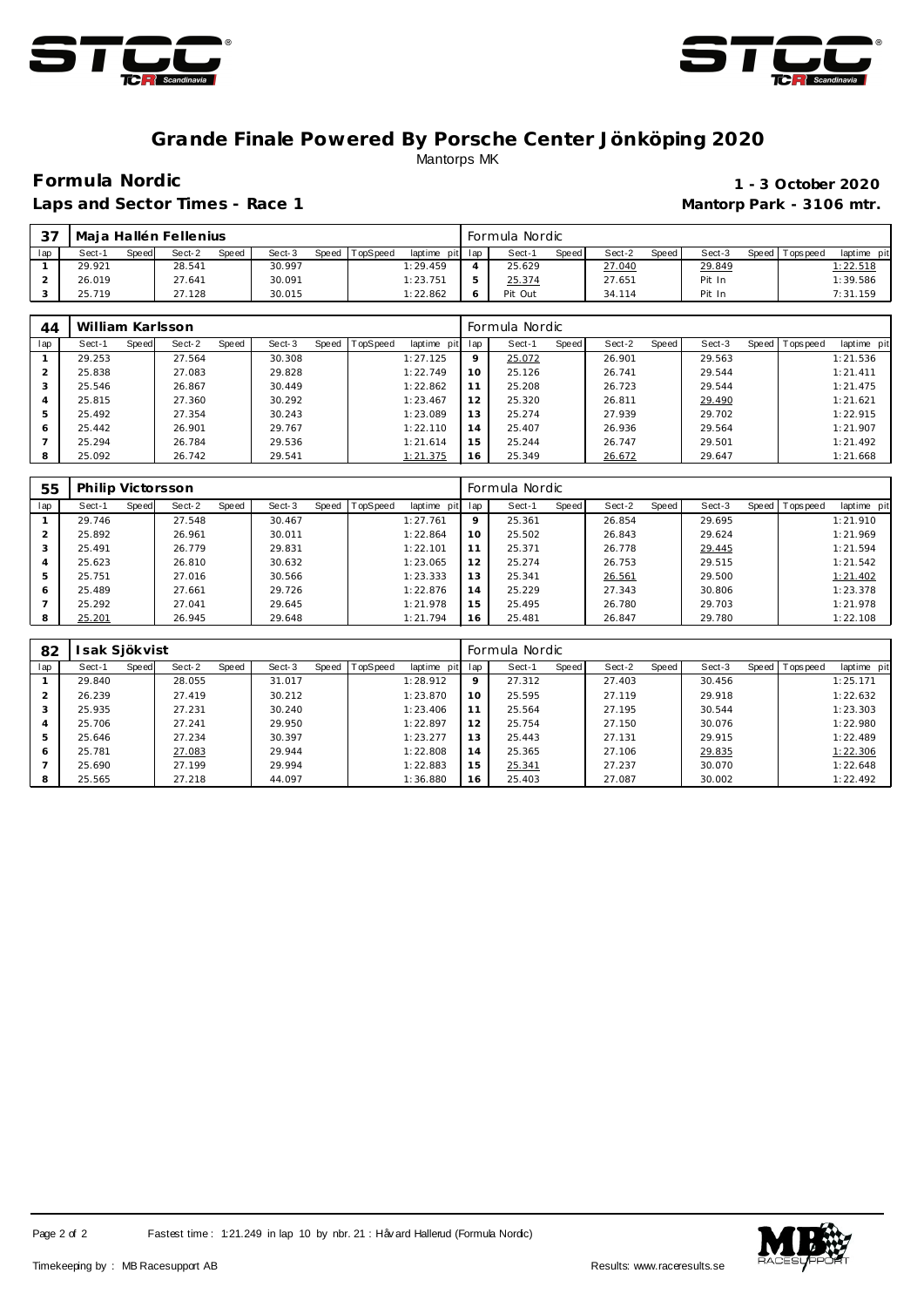# Grande Finale Powered By Porsche Center Jönköping 2020

Mantorps MK

## Formula Nordic

**1 - 3 October 2020**

**Laps and Sector Times - Race 1**

**Mantorp Park - 3106 mtr.**

| 37 | Maja Hallén Fellenius | | | | | | | | Formula Nordic | | | | | | | | |
|---|---|---|---|---|---|---|---|---|---|---|---|---|---|---|---|---|---|
| lap | Sect-1 | Speed | Sect-2 | Speed | Sect-3 | Speed | TopSpeed | laptime pit | lap | Sect-1 | Speed | Sect-2 | Speed | Sect-3 | Speed | Topspeed | laptime pit |
| 1 | 29.921 | | 28.541 | | 30.997 | | | 1:29.459 | 4 | 25.629 | | 27.040 | | 29.849 | | | 1:22.518 |
| 2 | 26.019 | | 27.641 | | 30.091 | | | 1:23.751 | 5 | 25.374 | | 27.651 | | Pit In | | | 1:39.586 |
| 3 | 25.719 | | 27.128 | | 30.015 | | | 1:22.862 | 6 | Pit Out | | 34.114 | | Pit In | | | 7:31.159 |

| 44 | William Karlsson | | | | | | | | Formula Nordic | | | | | | | | |
|---|---|---|---|---|---|---|---|---|---|---|---|---|---|---|---|---|---|
| lap | Sect-1 | Speed | Sect-2 | Speed | Sect-3 | Speed | TopSpeed | laptime pit | lap | Sect-1 | Speed | Sect-2 | Speed | Sect-3 | Speed | Topspeed | laptime pit |
| 1 | 29.253 | | 27.564 | | 30.308 | | | 1:27.125 | 9 | 25.072 | | 26.901 | | 29.563 | | | 1:21.536 |
| 2 | 25.838 | | 27.083 | | 29.828 | | | 1:22.749 | 10 | 25.126 | | 26.741 | | 29.544 | | | 1:21.411 |
| 3 | 25.546 | | 26.867 | | 30.449 | | | 1:22.862 | 11 | 25.208 | | 26.723 | | 29.544 | | | 1:21.475 |
| 4 | 25.815 | | 27.360 | | 30.292 | | | 1:23.467 | 12 | 25.320 | | 26.811 | | 29.490 | | | 1:21.621 |
| 5 | 25.492 | | 27.354 | | 30.243 | | | 1:23.089 | 13 | 25.274 | | 27.939 | | 29.702 | | | 1:22.915 |
| 6 | 25.442 | | 26.901 | | 29.767 | | | 1:22.110 | 14 | 25.407 | | 26.936 | | 29.564 | | | 1:21.907 |
| 7 | 25.294 | | 26.784 | | 29.536 | | | 1:21.614 | 15 | 25.244 | | 26.747 | | 29.501 | | | 1:21.492 |
| 8 | 25.092 | | 26.742 | | 29.541 | | | 1:21.375 | 16 | 25.349 | | 26.672 | | 29.647 | | | 1:21.668 |

| 55 | Philip Victorsson | | | | | | | | Formula Nordic | | | | | | | | |
|---|---|---|---|---|---|---|---|---|---|---|---|---|---|---|---|---|---|
| lap | Sect-1 | Speed | Sect-2 | Speed | Sect-3 | Speed | TopSpeed | laptime pit | lap | Sect-1 | Speed | Sect-2 | Speed | Sect-3 | Speed | Topspeed | laptime pit |
| 1 | 29.746 | | 27.548 | | 30.467 | | | 1:27.761 | 9 | 25.361 | | 26.854 | | 29.695 | | | 1:21.910 |
| 2 | 25.892 | | 26.961 | | 30.011 | | | 1:22.864 | 10 | 25.502 | | 26.843 | | 29.624 | | | 1:21.969 |
| 3 | 25.491 | | 26.779 | | 29.831 | | | 1:22.101 | 11 | 25.371 | | 26.778 | | 29.445 | | | 1:21.594 |
| 4 | 25.623 | | 26.810 | | 30.632 | | | 1:23.065 | 12 | 25.274 | | 26.753 | | 29.515 | | | 1:21.542 |
| 5 | 25.751 | | 27.016 | | 30.566 | | | 1:23.333 | 13 | 25.341 | | 26.561 | | 29.500 | | | 1:21.402 |
| 6 | 25.489 | | 27.661 | | 29.726 | | | 1:22.876 | 14 | 25.229 | | 27.343 | | 30.806 | | | 1:23.378 |
| 7 | 25.292 | | 27.041 | | 29.645 | | | 1:21.978 | 15 | 25.495 | | 26.780 | | 29.703 | | | 1:21.978 |
| 8 | 25.201 | | 26.945 | | 29.648 | | | 1:21.794 | 16 | 25.481 | | 26.847 | | 29.780 | | | 1:22.108 |

| 82 | Isak Sjökvist | | | | | | | | Formula Nordic | | | | | | | | |
|---|---|---|---|---|---|---|---|---|---|---|---|---|---|---|---|---|---|
| lap | Sect-1 | Speed | Sect-2 | Speed | Sect-3 | Speed | TopSpeed | laptime pit | lap | Sect-1 | Speed | Sect-2 | Speed | Sect-3 | Speed | Topspeed | laptime pit |
| 1 | 29.840 | | 28.055 | | 31.017 | | | 1:28.912 | 9 | 27.312 | | 27.403 | | 30.456 | | | 1:25.171 |
| 2 | 26.239 | | 27.419 | | 30.212 | | | 1:23.870 | 10 | 25.595 | | 27.119 | | 29.918 | | | 1:22.632 |
| 3 | 25.935 | | 27.231 | | 30.240 | | | 1:23.406 | 11 | 25.564 | | 27.195 | | 30.544 | | | 1:23.303 |
| 4 | 25.706 | | 27.241 | | 29.950 | | | 1:22.897 | 12 | 25.754 | | 27.150 | | 30.076 | | | 1:22.980 |
| 5 | 25.646 | | 27.234 | | 30.397 | | | 1:23.277 | 13 | 25.443 | | 27.131 | | 29.915 | | | 1:22.489 |
| 6 | 25.781 | | 27.083 | | 29.944 | | | 1:22.808 | 14 | 25.365 | | 27.106 | | 29.835 | | | 1:22.306 |
| 7 | 25.690 | | 27.199 | | 29.994 | | | 1:22.883 | 15 | 25.341 | | 27.237 | | 30.070 | | | 1:22.648 |
| 8 | 25.565 | | 27.218 | | 44.097 | | | 1:36.880 | 16 | 25.403 | | 27.087 | | 30.002 | | | 1:22.492 |

Fastest time : 1:21.249 in lap 10 by nbr. 21 : Håvard Hallerud (Formula Nordic)

Timekeeping by : MB Racesupport AB

Results: www.raceresults.se